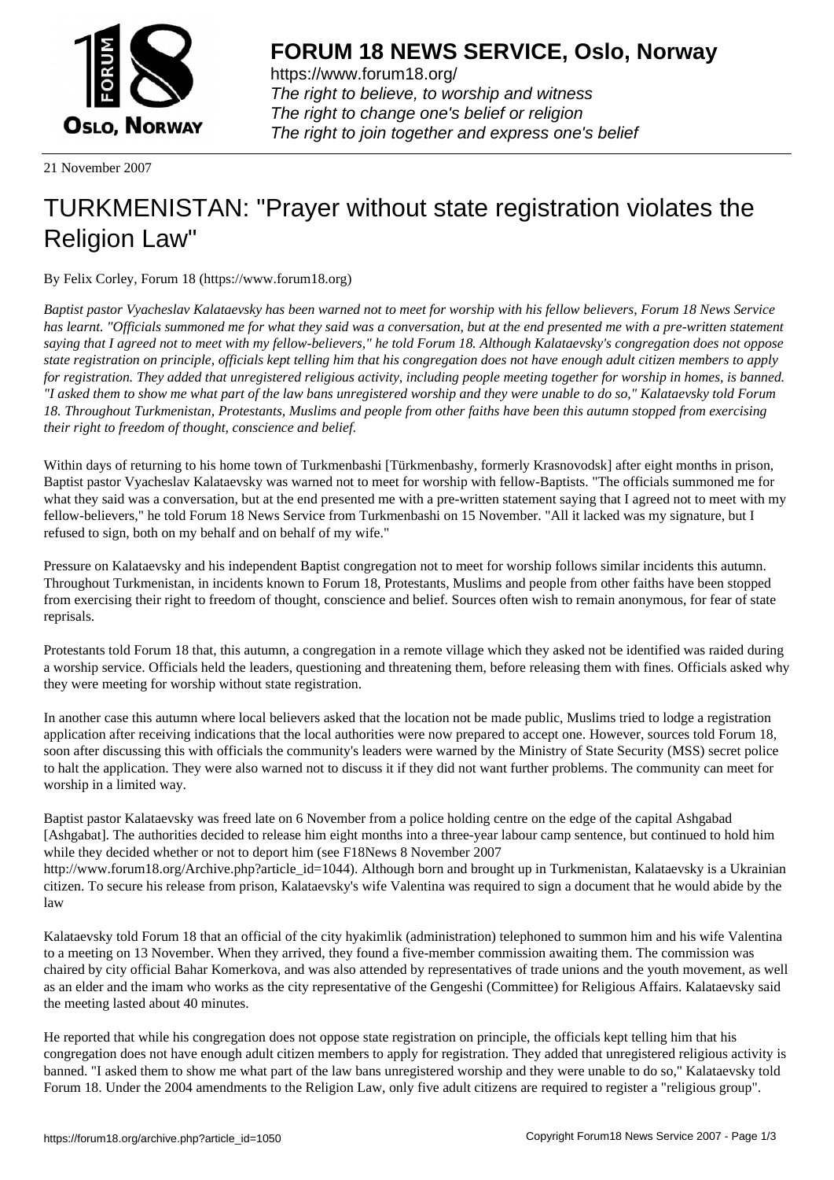# FORUM 18 NEWS SERVICE, Oslo, Norway

https://www.forum18.org/
*The right to believe, to worship and witness*
*The right to change one's belief or religion*
*The right to join together and express one's belief*

21 November 2007

# TURKMENISTAN: "Prayer without state registration violates the Religion Law"

By Felix Corley, Forum 18 (https://www.forum18.org)

*Baptist pastor Vyacheslav Kalataevsky has been warned not to meet for worship with his fellow believers, Forum 18 News Service has learnt. "Officials summoned me for what they said was a conversation, but at the end presented me with a pre-written statement saying that I agreed not to meet with my fellow-believers," he told Forum 18. Although Kalataevsky's congregation does not oppose state registration on principle, officials kept telling him that his congregation does not have enough adult citizen members to apply for registration. They added that unregistered religious activity, including people meeting together for worship in homes, is banned. "I asked them to show me what part of the law bans unregistered worship and they were unable to do so," Kalataevsky told Forum 18. Throughout Turkmenistan, Protestants, Muslims and people from other faiths have been this autumn stopped from exercising their right to freedom of thought, conscience and belief.*

Within days of returning to his home town of Turkmenbashi [Türkmenbashy, formerly Krasnovodsk] after eight months in prison, Baptist pastor Vyacheslav Kalataevsky was warned not to meet for worship with fellow-Baptists. "The officials summoned me for what they said was a conversation, but at the end presented me with a pre-written statement saying that I agreed not to meet with my fellow-believers," he told Forum 18 News Service from Turkmenbashi on 15 November. "All it lacked was my signature, but I refused to sign, both on my behalf and on behalf of my wife."

Pressure on Kalataevsky and his independent Baptist congregation not to meet for worship follows similar incidents this autumn. Throughout Turkmenistan, in incidents known to Forum 18, Protestants, Muslims and people from other faiths have been stopped from exercising their right to freedom of thought, conscience and belief. Sources often wish to remain anonymous, for fear of state reprisals.

Protestants told Forum 18 that, this autumn, a congregation in a remote village which they asked not be identified was raided during a worship service. Officials held the leaders, questioning and threatening them, before releasing them with fines. Officials asked why they were meeting for worship without state registration.

In another case this autumn where local believers asked that the location not be made public, Muslims tried to lodge a registration application after receiving indications that the local authorities were now prepared to accept one. However, sources told Forum 18, soon after discussing this with officials the community's leaders were warned by the Ministry of State Security (MSS) secret police to halt the application. They were also warned not to discuss it if they did not want further problems. The community can meet for worship in a limited way.

Baptist pastor Kalataevsky was freed late on 6 November from a police holding centre on the edge of the capital Ashgabad [Ashgabat]. The authorities decided to release him eight months into a three-year labour camp sentence, but continued to hold him while they decided whether or not to deport him (see F18News 8 November 2007 http://www.forum18.org/Archive.php?article_id=1044). Although born and brought up in Turkmenistan, Kalataevsky is a Ukrainian citizen. To secure his release from prison, Kalataevsky's wife Valentina was required to sign a document that he would abide by the law

Kalataevsky told Forum 18 that an official of the city hyakimlik (administration) telephoned to summon him and his wife Valentina to a meeting on 13 November. When they arrived, they found a five-member commission awaiting them. The commission was chaired by city official Bahar Komerkova, and was also attended by representatives of trade unions and the youth movement, as well as an elder and the imam who works as the city representative of the Gengeshi (Committee) for Religious Affairs. Kalataevsky said the meeting lasted about 40 minutes.

He reported that while his congregation does not oppose state registration on principle, the officials kept telling him that his congregation does not have enough adult citizen members to apply for registration. They added that unregistered religious activity is banned. "I asked them to show me what part of the law bans unregistered worship and they were unable to do so," Kalataevsky told Forum 18. Under the 2004 amendments to the Religion Law, only five adult citizens are required to register a "religious group".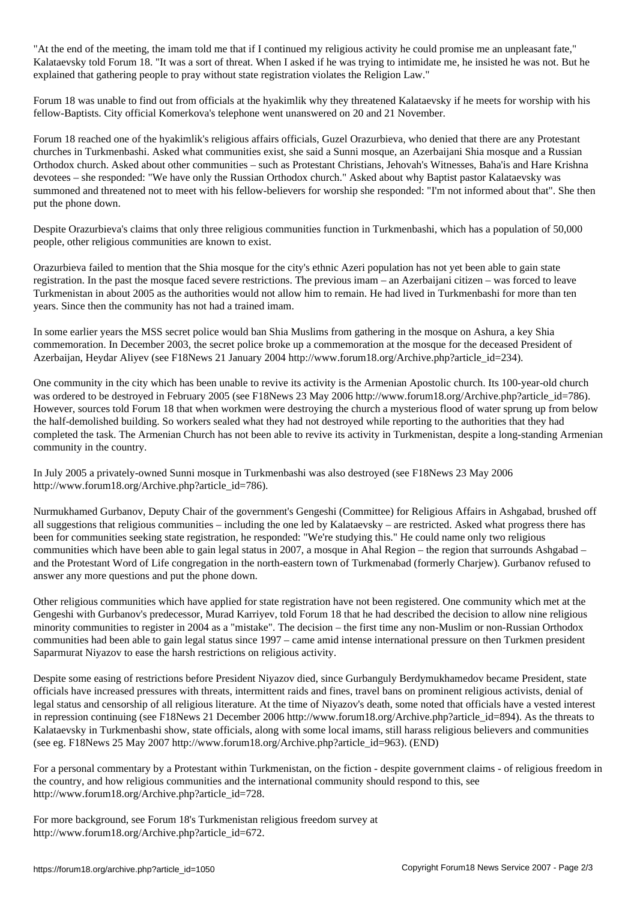"At the end of the meeting, the imam told me that if I continued my religious activity he could promise me an unpleasant fate," Kalataevsky told Forum 18. "It was a sort of threat. When I asked if he was trying to intimidate me, he insisted he was not. But he explained that gathering people to pray without state registration violates the Religion Law."

Forum 18 was unable to find out from officials at the hyakimlik why they threatened Kalataevsky if he meets for worship with his fellow-Baptists. City official Komerkova's telephone went unanswered on 20 and 21 November.

Forum 18 reached one of the hyakimlik's religious affairs officials, Guzel Orazurbieva, who denied that there are any Protestant churches in Turkmenbashi. Asked what communities exist, she said a Sunni mosque, an Azerbaijani Shia mosque and a Russian Orthodox church. Asked about other communities – such as Protestant Christians, Jehovah's Witnesses, Baha'is and Hare Krishna devotees – she responded: "We have only the Russian Orthodox church." Asked about why Baptist pastor Kalataevsky was summoned and threatened not to meet with his fellow-believers for worship she responded: "I'm not informed about that". She then put the phone down.

Despite Orazurbieva's claims that only three religious communities function in Turkmenbashi, which has a population of 50,000 people, other religious communities are known to exist.

Orazurbieva failed to mention that the Shia mosque for the city's ethnic Azeri population has not yet been able to gain state registration. In the past the mosque faced severe restrictions. The previous imam – an Azerbaijani citizen – was forced to leave Turkmenistan in about 2005 as the authorities would not allow him to remain. He had lived in Turkmenbashi for more than ten years. Since then the community has not had a trained imam.

In some earlier years the MSS secret police would ban Shia Muslims from gathering in the mosque on Ashura, a key Shia commemoration. In December 2003, the secret police broke up a commemoration at the mosque for the deceased President of Azerbaijan, Heydar Aliyev (see F18News 21 January 2004 http://www.forum18.org/Archive.php?article_id=234).

One community in the city which has been unable to revive its activity is the Armenian Apostolic church. Its 100-year-old church was ordered to be destroyed in February 2005 (see F18News 23 May 2006 http://www.forum18.org/Archive.php?article_id=786). However, sources told Forum 18 that when workmen were destroying the church a mysterious flood of water sprung up from below the half-demolished building. So workers sealed what they had not destroyed while reporting to the authorities that they had completed the task. The Armenian Church has not been able to revive its activity in Turkmenistan, despite a long-standing Armenian community in the country.

In July 2005 a privately-owned Sunni mosque in Turkmenbashi was also destroyed (see F18News 23 May 2006 http://www.forum18.org/Archive.php?article_id=786).

Nurmukhamed Gurbanov, Deputy Chair of the government's Gengeshi (Committee) for Religious Affairs in Ashgabad, brushed off all suggestions that religious communities – including the one led by Kalataevsky – are restricted. Asked what progress there has been for communities seeking state registration, he responded: "We're studying this." He could name only two religious communities which have been able to gain legal status in 2007, a mosque in Ahal Region – the region that surrounds Ashgabad – and the Protestant Word of Life congregation in the north-eastern town of Turkmenabad (formerly Charjew). Gurbanov refused to answer any more questions and put the phone down.

Other religious communities which have applied for state registration have not been registered. One community which met at the Gengeshi with Gurbanov's predecessor, Murad Karriyev, told Forum 18 that he had described the decision to allow nine religious minority communities to register in 2004 as a "mistake". The decision – the first time any non-Muslim or non-Russian Orthodox communities had been able to gain legal status since 1997 – came amid intense international pressure on then Turkmen president Saparmurat Niyazov to ease the harsh restrictions on religious activity.

Despite some easing of restrictions before President Niyazov died, since Gurbanguly Berdymukhamedov became President, state officials have increased pressures with threats, intermittent raids and fines, travel bans on prominent religious activists, denial of legal status and censorship of all religious literature. At the time of Niyazov's death, some noted that officials have a vested interest in repression continuing (see F18News 21 December 2006 http://www.forum18.org/Archive.php?article_id=894). As the threats to Kalataevsky in Turkmenbashi show, state officials, along with some local imams, still harass religious believers and communities (see eg. F18News 25 May 2007 http://www.forum18.org/Archive.php?article_id=963). (END)

For a personal commentary by a Protestant within Turkmenistan, on the fiction - despite government claims - of religious freedom in the country, and how religious communities and the international community should respond to this, see http://www.forum18.org/Archive.php?article_id=728.

For more background, see Forum 18's Turkmenistan religious freedom survey at http://www.forum18.org/Archive.php?article_id=672.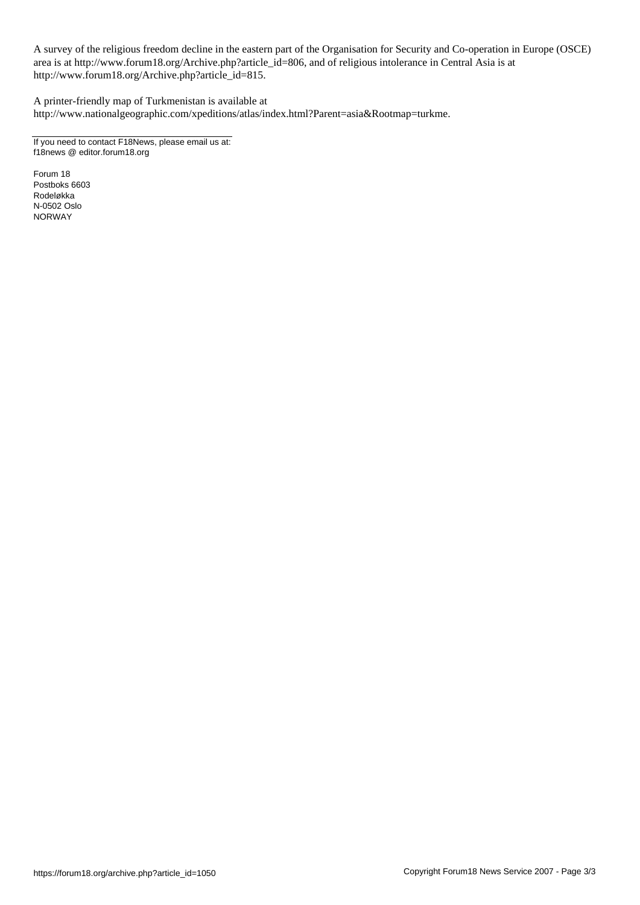A survey of the religious freedom decline in the eastern part of the Organisation for Security and Co-operation in Europe (OSCE) area is at http://www.forum18.org/Archive.php?article_id=806, and of religious intolerance in Central Asia is at http://www.forum18.org/Archive.php?article_id=815.

A printer-friendly map of Turkmenistan is available at http://www.nationalgeographic.com/xpeditions/atlas/index.html?Parent=asia&Rootmap=turkme.

---

If you need to contact F18News, please email us at:
f18news @ editor.forum18.org

Forum 18
Postboks 6603
Rodeløkka
N-0502 Oslo
NORWAY